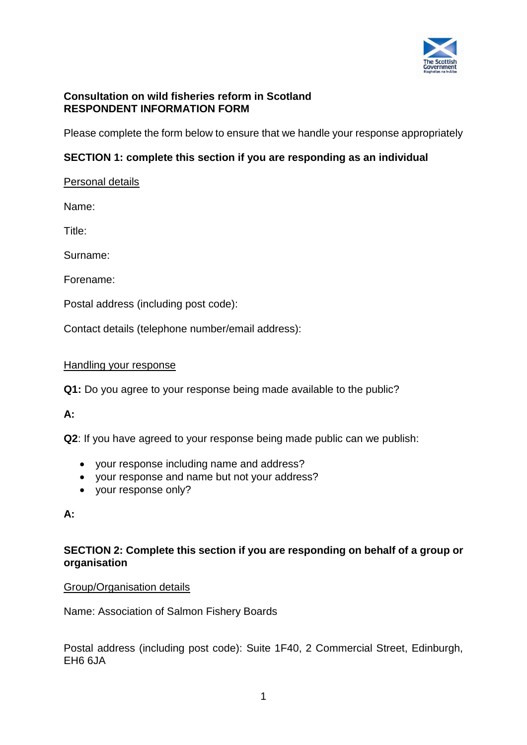**Consultation on wild fisheries reform in Scotland**
**RESPONDENT INFORMATION FORM**

Please complete the form below to ensure that we handle your response appropriately

**SECTION 1: complete this section if you are responding as an individual**

Personal details

Name:

Title:

Surname:

Forename:

Postal address (including post code):

Contact details (telephone number/email address):

Handling your response

**Q1:** Do you agree to your response being made available to the public?

**A:**

**Q2**: If you have agreed to your response being made public can we publish:

- your response including name and address?
- your response and name but not your address?
- your response only?

**A:**

**SECTION 2: Complete this section if you are responding on behalf of a group or organisation**

Group/Organisation details

Name: Association of Salmon Fishery Boards

Postal address (including post code): Suite 1F40, 2 Commercial Street, Edinburgh, EH6 6JA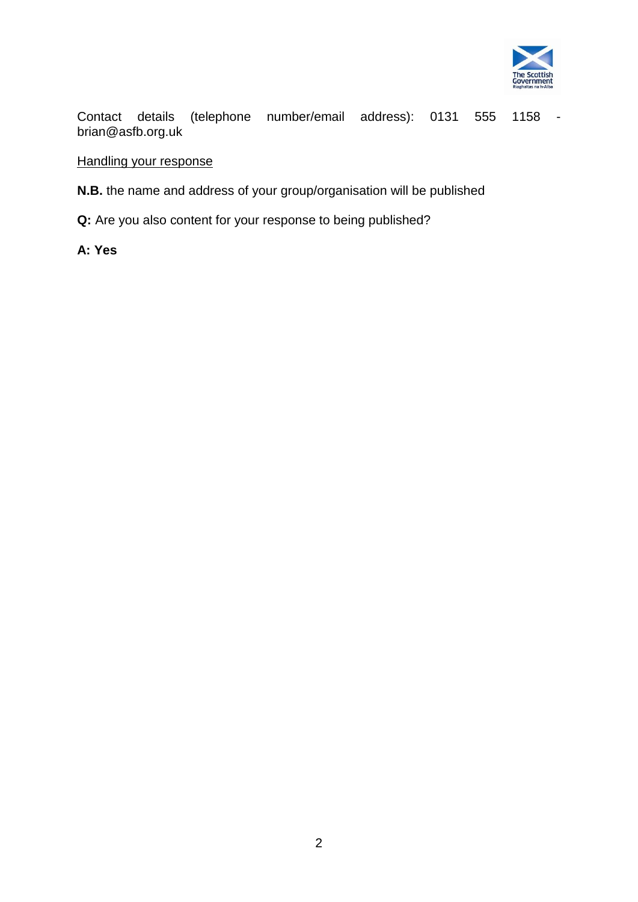Contact details (telephone number/email address): 0131 555 1158 - brian@asfb.org.uk

<u>Handling your response</u>

**N.B.** the name and address of your group/organisation will be published

**Q:** Are you also content for your response to being published?

**A: Yes**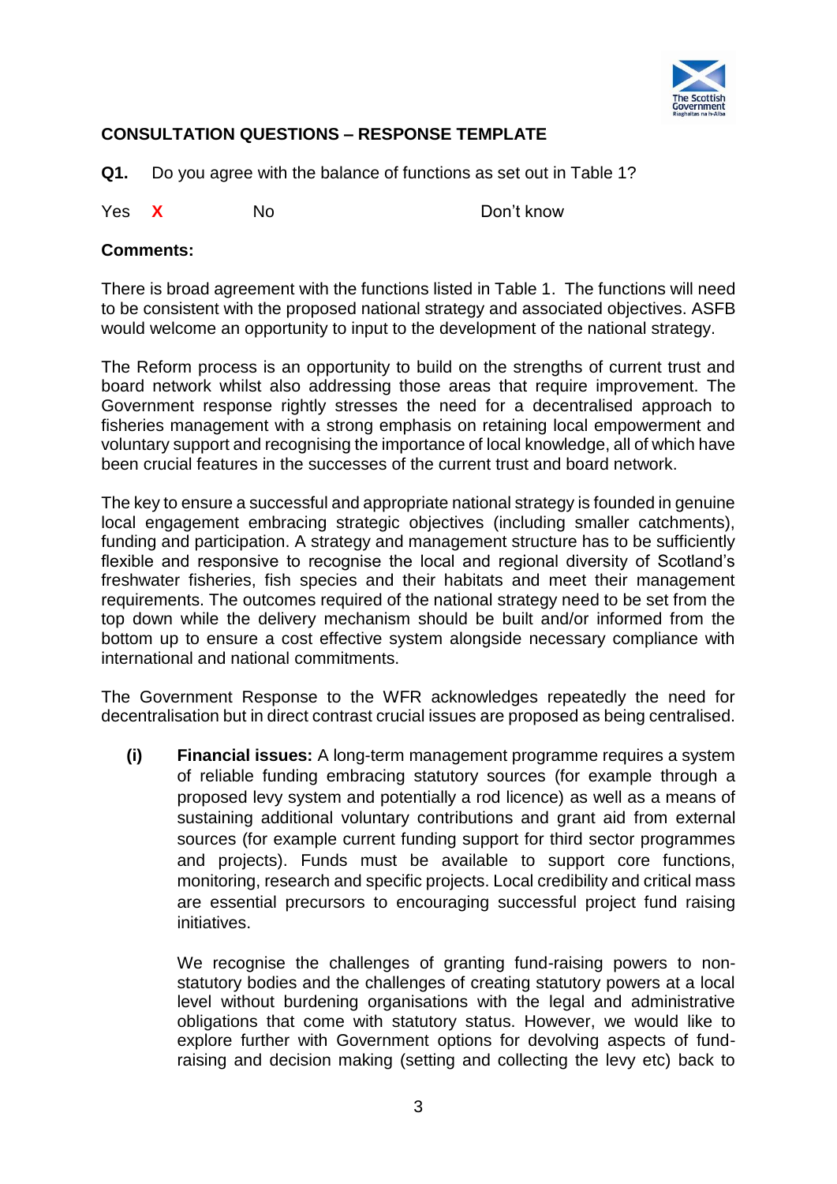## CONSULTATION QUESTIONS – RESPONSE TEMPLATE

**Q1.** Do you agree with the balance of functions as set out in Table 1?

Yes **X** No Don't know

**Comments:**

There is broad agreement with the functions listed in Table 1. The functions will need to be consistent with the proposed national strategy and associated objectives. ASFB would welcome an opportunity to input to the development of the national strategy.

The Reform process is an opportunity to build on the strengths of current trust and board network whilst also addressing those areas that require improvement. The Government response rightly stresses the need for a decentralised approach to fisheries management with a strong emphasis on retaining local empowerment and voluntary support and recognising the importance of local knowledge, all of which have been crucial features in the successes of the current trust and board network.

The key to ensure a successful and appropriate national strategy is founded in genuine local engagement embracing strategic objectives (including smaller catchments), funding and participation. A strategy and management structure has to be sufficiently flexible and responsive to recognise the local and regional diversity of Scotland's freshwater fisheries, fish species and their habitats and meet their management requirements. The outcomes required of the national strategy need to be set from the top down while the delivery mechanism should be built and/or informed from the bottom up to ensure a cost effective system alongside necessary compliance with international and national commitments.

The Government Response to the WFR acknowledges repeatedly the need for decentralisation but in direct contrast crucial issues are proposed as being centralised.

**(i)** **Financial issues:** A long-term management programme requires a system of reliable funding embracing statutory sources (for example through a proposed levy system and potentially a rod licence) as well as a means of sustaining additional voluntary contributions and grant aid from external sources (for example current funding support for third sector programmes and projects). Funds must be available to support core functions, monitoring, research and specific projects. Local credibility and critical mass are essential precursors to encouraging successful project fund raising initiatives.

We recognise the challenges of granting fund-raising powers to non-statutory bodies and the challenges of creating statutory powers at a local level without burdening organisations with the legal and administrative obligations that come with statutory status. However, we would like to explore further with Government options for devolving aspects of fund-raising and decision making (setting and collecting the levy etc) back to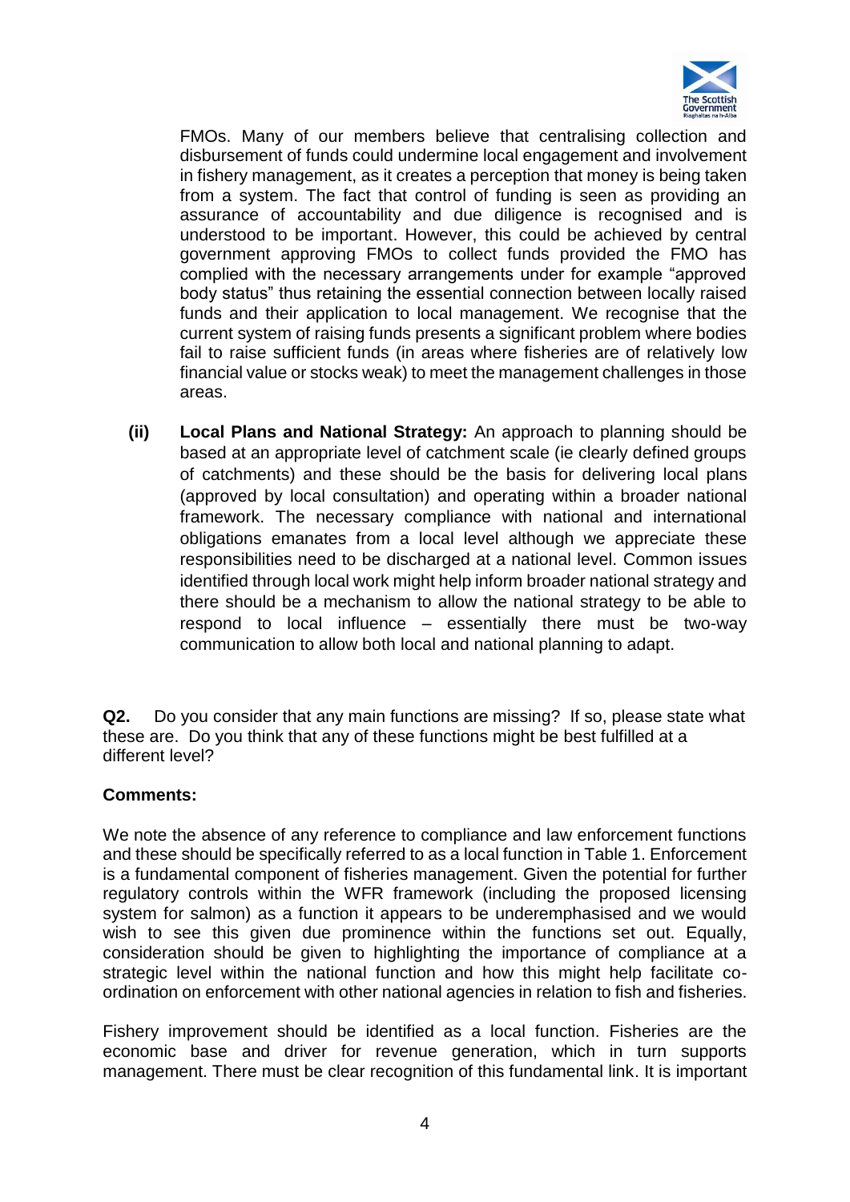FMOs. Many of our members believe that centralising collection and disbursement of funds could undermine local engagement and involvement in fishery management, as it creates a perception that money is being taken from a system. The fact that control of funding is seen as providing an assurance of accountability and due diligence is recognised and is understood to be important. However, this could be achieved by central government approving FMOs to collect funds provided the FMO has complied with the necessary arrangements under for example "approved body status" thus retaining the essential connection between locally raised funds and their application to local management. We recognise that the current system of raising funds presents a significant problem where bodies fail to raise sufficient funds (in areas where fisheries are of relatively low financial value or stocks weak) to meet the management challenges in those areas.

**(ii) Local Plans and National Strategy:** An approach to planning should be based at an appropriate level of catchment scale (ie clearly defined groups of catchments) and these should be the basis for delivering local plans (approved by local consultation) and operating within a broader national framework. The necessary compliance with national and international obligations emanates from a local level although we appreciate these responsibilities need to be discharged at a national level. Common issues identified through local work might help inform broader national strategy and there should be a mechanism to allow the national strategy to be able to respond to local influence – essentially there must be two-way communication to allow both local and national planning to adapt.

**Q2.** Do you consider that any main functions are missing? If so, please state what these are. Do you think that any of these functions might be best fulfilled at a different level?

**Comments:**

We note the absence of any reference to compliance and law enforcement functions and these should be specifically referred to as a local function in Table 1. Enforcement is a fundamental component of fisheries management. Given the potential for further regulatory controls within the WFR framework (including the proposed licensing system for salmon) as a function it appears to be underemphasised and we would wish to see this given due prominence within the functions set out. Equally, consideration should be given to highlighting the importance of compliance at a strategic level within the national function and how this might help facilitate co-ordination on enforcement with other national agencies in relation to fish and fisheries.

Fishery improvement should be identified as a local function. Fisheries are the economic base and driver for revenue generation, which in turn supports management. There must be clear recognition of this fundamental link. It is important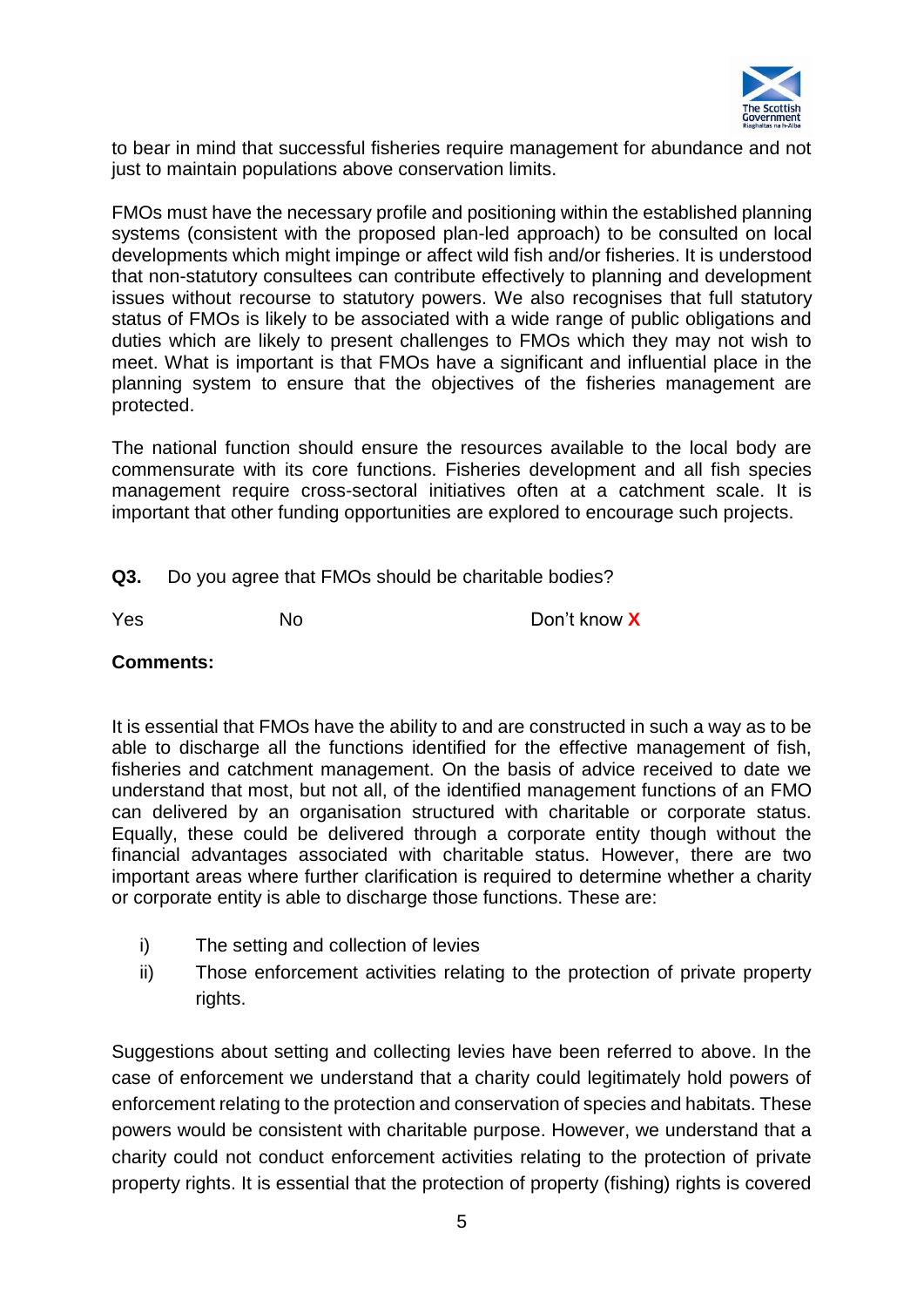to bear in mind that successful fisheries require management for abundance and not just to maintain populations above conservation limits.

FMOs must have the necessary profile and positioning within the established planning systems (consistent with the proposed plan-led approach) to be consulted on local developments which might impinge or affect wild fish and/or fisheries. It is understood that non-statutory consultees can contribute effectively to planning and development issues without recourse to statutory powers. We also recognises that full statutory status of FMOs is likely to be associated with a wide range of public obligations and duties which are likely to present challenges to FMOs which they may not wish to meet. What is important is that FMOs have a significant and influential place in the planning system to ensure that the objectives of the fisheries management are protected.

The national function should ensure the resources available to the local body are commensurate with its core functions. Fisheries development and all fish species management require cross-sectoral initiatives often at a catchment scale. It is important that other funding opportunities are explored to encourage such projects.

**Q3.** Do you agree that FMOs should be charitable bodies?

Yes No Don't know **X**

**Comments:**

It is essential that FMOs have the ability to and are constructed in such a way as to be able to discharge all the functions identified for the effective management of fish, fisheries and catchment management. On the basis of advice received to date we understand that most, but not all, of the identified management functions of an FMO can delivered by an organisation structured with charitable or corporate status. Equally, these could be delivered through a corporate entity though without the financial advantages associated with charitable status. However, there are two important areas where further clarification is required to determine whether a charity or corporate entity is able to discharge those functions. These are:

i) The setting and collection of levies
ii) Those enforcement activities relating to the protection of private property rights.

Suggestions about setting and collecting levies have been referred to above. In the case of enforcement we understand that a charity could legitimately hold powers of enforcement relating to the protection and conservation of species and habitats. These powers would be consistent with charitable purpose. However, we understand that a charity could not conduct enforcement activities relating to the protection of private property rights. It is essential that the protection of property (fishing) rights is covered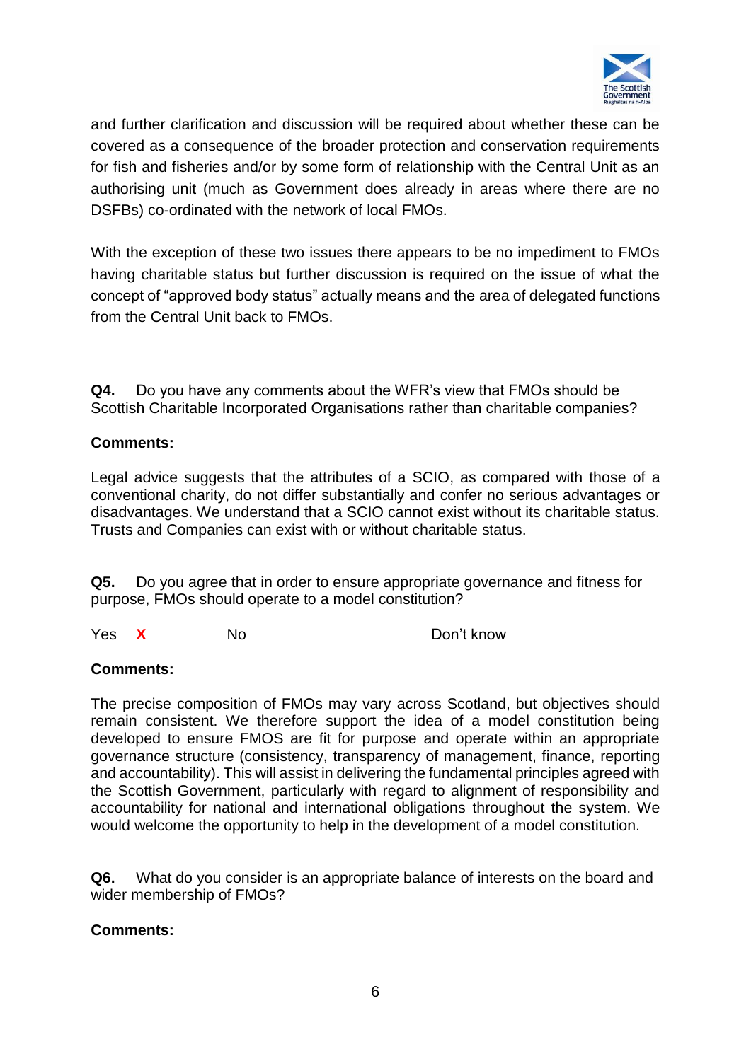and further clarification and discussion will be required about whether these can be covered as a consequence of the broader protection and conservation requirements for fish and fisheries and/or by some form of relationship with the Central Unit as an authorising unit (much as Government does already in areas where there are no DSFBs) co-ordinated with the network of local FMOs.

With the exception of these two issues there appears to be no impediment to FMOs having charitable status but further discussion is required on the issue of what the concept of "approved body status" actually means and the area of delegated functions from the Central Unit back to FMOs.

**Q4.** Do you have any comments about the WFR's view that FMOs should be Scottish Charitable Incorporated Organisations rather than charitable companies?

**Comments:**

Legal advice suggests that the attributes of a SCIO, as compared with those of a conventional charity, do not differ substantially and confer no serious advantages or disadvantages. We understand that a SCIO cannot exist without its charitable status. Trusts and Companies can exist with or without charitable status.

**Q5.** Do you agree that in order to ensure appropriate governance and fitness for purpose, FMOs should operate to a model constitution?

Yes **X** No Don't know

**Comments:**

The precise composition of FMOs may vary across Scotland, but objectives should remain consistent. We therefore support the idea of a model constitution being developed to ensure FMOS are fit for purpose and operate within an appropriate governance structure (consistency, transparency of management, finance, reporting and accountability). This will assist in delivering the fundamental principles agreed with the Scottish Government, particularly with regard to alignment of responsibility and accountability for national and international obligations throughout the system. We would welcome the opportunity to help in the development of a model constitution.

**Q6.** What do you consider is an appropriate balance of interests on the board and wider membership of FMOs?

**Comments:**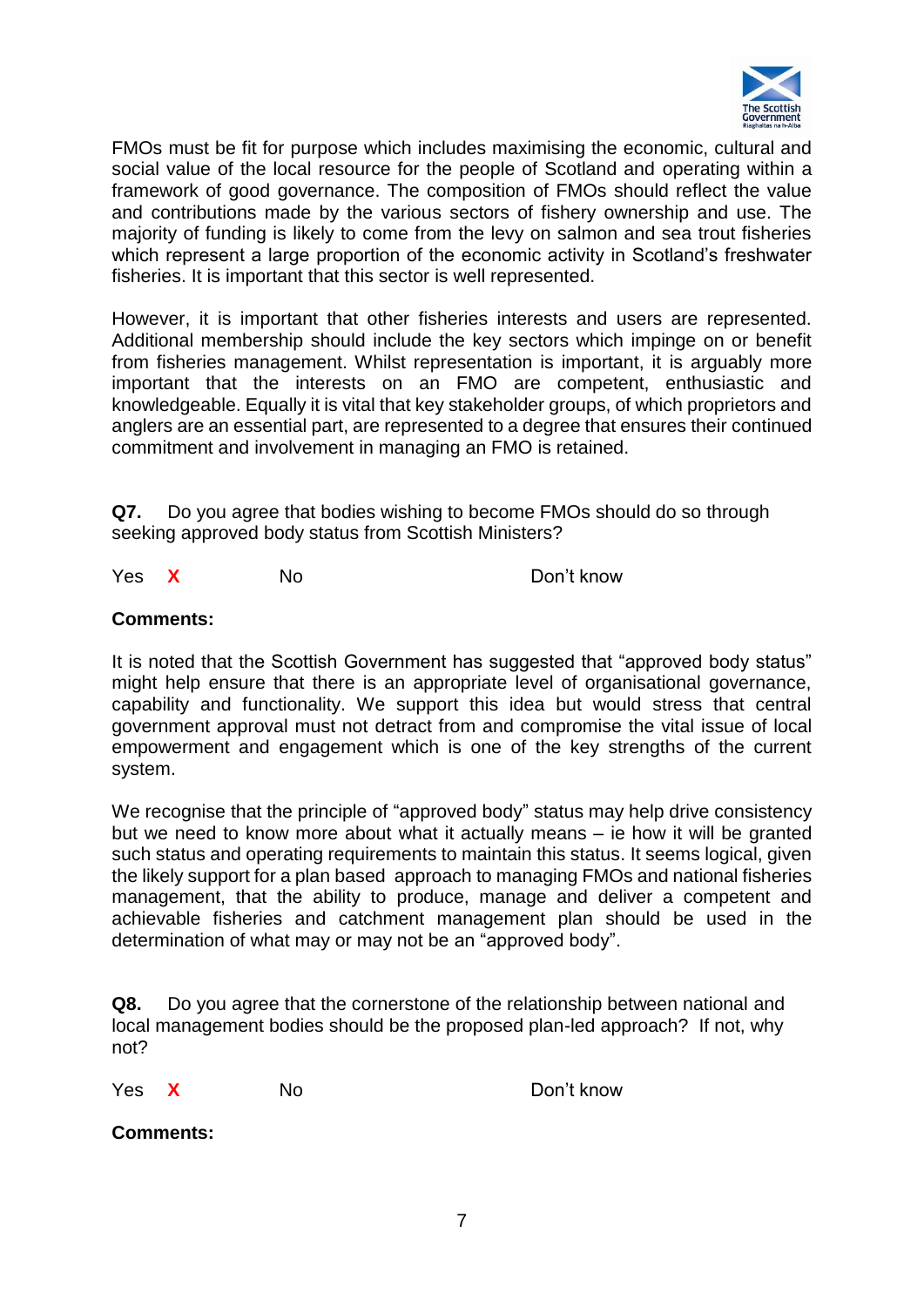FMOs must be fit for purpose which includes maximising the economic, cultural and social value of the local resource for the people of Scotland and operating within a framework of good governance. The composition of FMOs should reflect the value and contributions made by the various sectors of fishery ownership and use. The majority of funding is likely to come from the levy on salmon and sea trout fisheries which represent a large proportion of the economic activity in Scotland's freshwater fisheries. It is important that this sector is well represented.

However, it is important that other fisheries interests and users are represented. Additional membership should include the key sectors which impinge on or benefit from fisheries management. Whilst representation is important, it is arguably more important that the interests on an FMO are competent, enthusiastic and knowledgeable. Equally it is vital that key stakeholder groups, of which proprietors and anglers are an essential part, are represented to a degree that ensures their continued commitment and involvement in managing an FMO is retained.

**Q7.** Do you agree that bodies wishing to become FMOs should do so through seeking approved body status from Scottish Ministers?

Yes X No Don't know

**Comments:**

It is noted that the Scottish Government has suggested that "approved body status" might help ensure that there is an appropriate level of organisational governance, capability and functionality. We support this idea but would stress that central government approval must not detract from and compromise the vital issue of local empowerment and engagement which is one of the key strengths of the current system.

We recognise that the principle of "approved body" status may help drive consistency but we need to know more about what it actually means – ie how it will be granted such status and operating requirements to maintain this status. It seems logical, given the likely support for a plan based approach to managing FMOs and national fisheries management, that the ability to produce, manage and deliver a competent and achievable fisheries and catchment management plan should be used in the determination of what may or may not be an "approved body".

**Q8.** Do you agree that the cornerstone of the relationship between national and local management bodies should be the proposed plan-led approach? If not, why not?

Yes X No Don't know

**Comments:**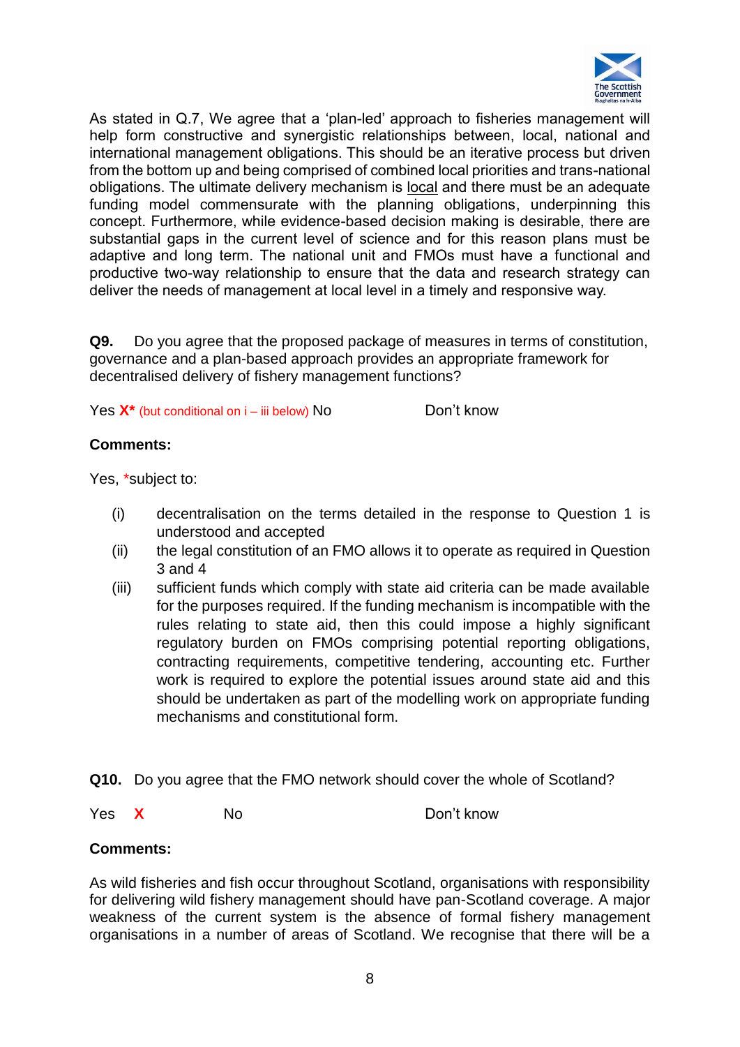As stated in Q.7, We agree that a 'plan-led' approach to fisheries management will help form constructive and synergistic relationships between, local, national and international management obligations. This should be an iterative process but driven from the bottom up and being comprised of combined local priorities and trans-national obligations. The ultimate delivery mechanism is local and there must be an adequate funding model commensurate with the planning obligations, underpinning this concept. Furthermore, while evidence-based decision making is desirable, there are substantial gaps in the current level of science and for this reason plans must be adaptive and long term. The national unit and FMOs must have a functional and productive two-way relationship to ensure that the data and research strategy can deliver the needs of management at local level in a timely and responsive way.

**Q9.** Do you agree that the proposed package of measures in terms of constitution, governance and a plan-based approach provides an appropriate framework for decentralised delivery of fishery management functions?

Yes **X*** (but conditional on i – iii below) No Don't know

**Comments:**

Yes, *subject to:

(i) decentralisation on the terms detailed in the response to Question 1 is understood and accepted

(ii) the legal constitution of an FMO allows it to operate as required in Question 3 and 4

(iii) sufficient funds which comply with state aid criteria can be made available for the purposes required. If the funding mechanism is incompatible with the rules relating to state aid, then this could impose a highly significant regulatory burden on FMOs comprising potential reporting obligations, contracting requirements, competitive tendering, accounting etc. Further work is required to explore the potential issues around state aid and this should be undertaken as part of the modelling work on appropriate funding mechanisms and constitutional form.

**Q10.** Do you agree that the FMO network should cover the whole of Scotland?

Yes **X** No Don't know

**Comments:**

As wild fisheries and fish occur throughout Scotland, organisations with responsibility for delivering wild fishery management should have pan-Scotland coverage. A major weakness of the current system is the absence of formal fishery management organisations in a number of areas of Scotland. We recognise that there will be a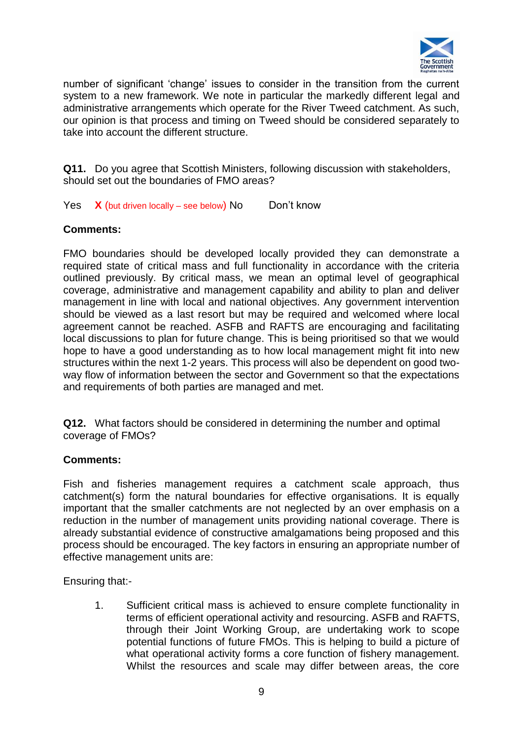number of significant 'change' issues to consider in the transition from the current system to a new framework. We note in particular the markedly different legal and administrative arrangements which operate for the River Tweed catchment. As such, our opinion is that process and timing on Tweed should be considered separately to take into account the different structure.

**Q11.** Do you agree that Scottish Ministers, following discussion with stakeholders, should set out the boundaries of FMO areas?

Yes **X** (but driven locally – see below) No Don't know

**Comments:**

FMO boundaries should be developed locally provided they can demonstrate a required state of critical mass and full functionality in accordance with the criteria outlined previously. By critical mass, we mean an optimal level of geographical coverage, administrative and management capability and ability to plan and deliver management in line with local and national objectives. Any government intervention should be viewed as a last resort but may be required and welcomed where local agreement cannot be reached. ASFB and RAFTS are encouraging and facilitating local discussions to plan for future change. This is being prioritised so that we would hope to have a good understanding as to how local management might fit into new structures within the next 1-2 years. This process will also be dependent on good two-way flow of information between the sector and Government so that the expectations and requirements of both parties are managed and met.

**Q12.** What factors should be considered in determining the number and optimal coverage of FMOs?

**Comments:**

Fish and fisheries management requires a catchment scale approach, thus catchment(s) form the natural boundaries for effective organisations. It is equally important that the smaller catchments are not neglected by an over emphasis on a reduction in the number of management units providing national coverage. There is already substantial evidence of constructive amalgamations being proposed and this process should be encouraged. The key factors in ensuring an appropriate number of effective management units are:

Ensuring that:-

1. Sufficient critical mass is achieved to ensure complete functionality in terms of efficient operational activity and resourcing. ASFB and RAFTS, through their Joint Working Group, are undertaking work to scope potential functions of future FMOs. This is helping to build a picture of what operational activity forms a core function of fishery management. Whilst the resources and scale may differ between areas, the core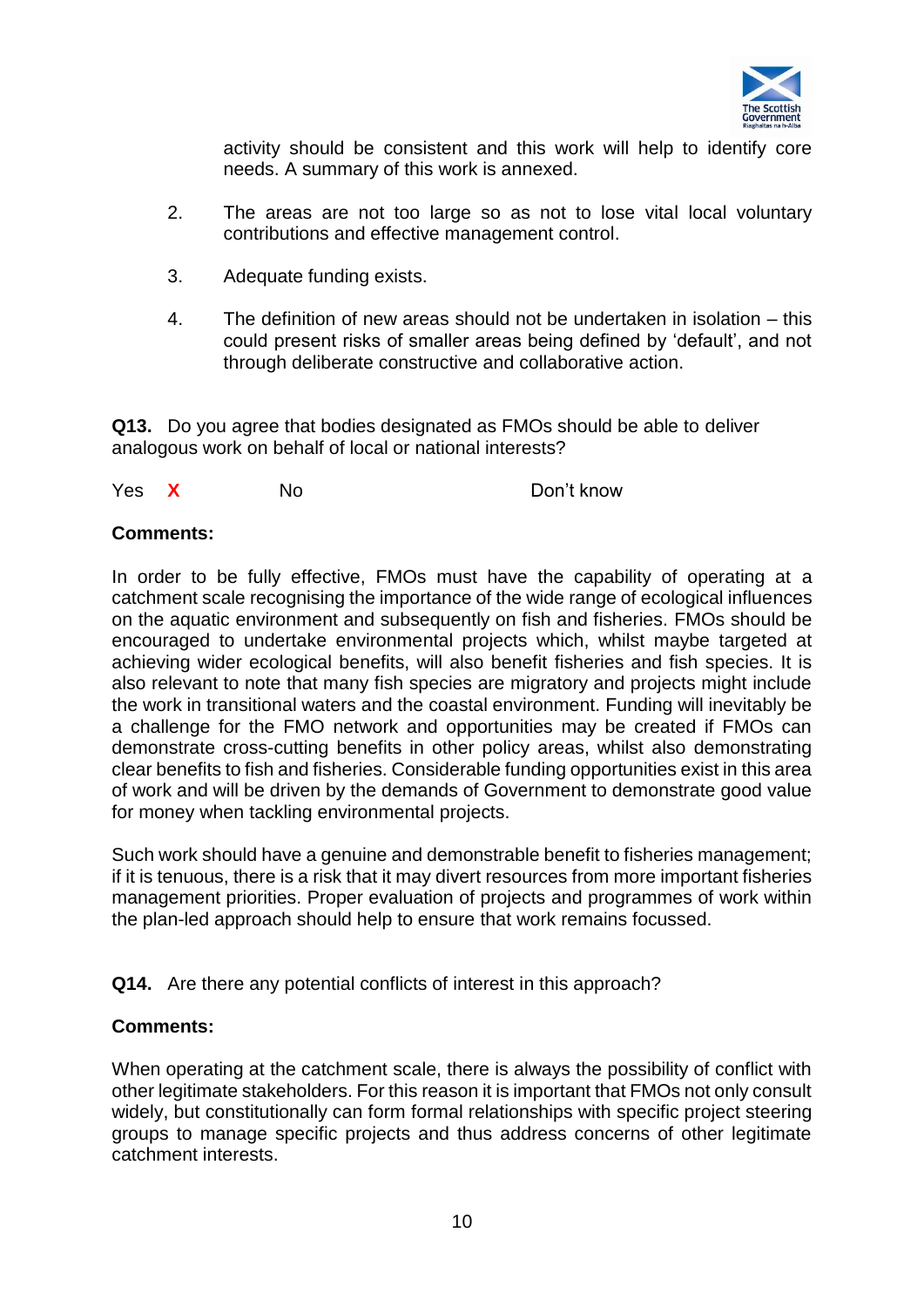activity should be consistent and this work will help to identify core needs. A summary of this work is annexed.

2. The areas are not too large so as not to lose vital local voluntary contributions and effective management control.

3. Adequate funding exists.

4. The definition of new areas should not be undertaken in isolation – this could present risks of smaller areas being defined by 'default', and not through deliberate constructive and collaborative action.

**Q13.** Do you agree that bodies designated as FMOs should be able to deliver analogous work on behalf of local or national interests?

Yes **X** No Don't know

**Comments:**

In order to be fully effective, FMOs must have the capability of operating at a catchment scale recognising the importance of the wide range of ecological influences on the aquatic environment and subsequently on fish and fisheries. FMOs should be encouraged to undertake environmental projects which, whilst maybe targeted at achieving wider ecological benefits, will also benefit fisheries and fish species. It is also relevant to note that many fish species are migratory and projects might include the work in transitional waters and the coastal environment. Funding will inevitably be a challenge for the FMO network and opportunities may be created if FMOs can demonstrate cross-cutting benefits in other policy areas, whilst also demonstrating clear benefits to fish and fisheries. Considerable funding opportunities exist in this area of work and will be driven by the demands of Government to demonstrate good value for money when tackling environmental projects.

Such work should have a genuine and demonstrable benefit to fisheries management; if it is tenuous, there is a risk that it may divert resources from more important fisheries management priorities. Proper evaluation of projects and programmes of work within the plan-led approach should help to ensure that work remains focussed.

**Q14.** Are there any potential conflicts of interest in this approach?

**Comments:**

When operating at the catchment scale, there is always the possibility of conflict with other legitimate stakeholders. For this reason it is important that FMOs not only consult widely, but constitutionally can form formal relationships with specific project steering groups to manage specific projects and thus address concerns of other legitimate catchment interests.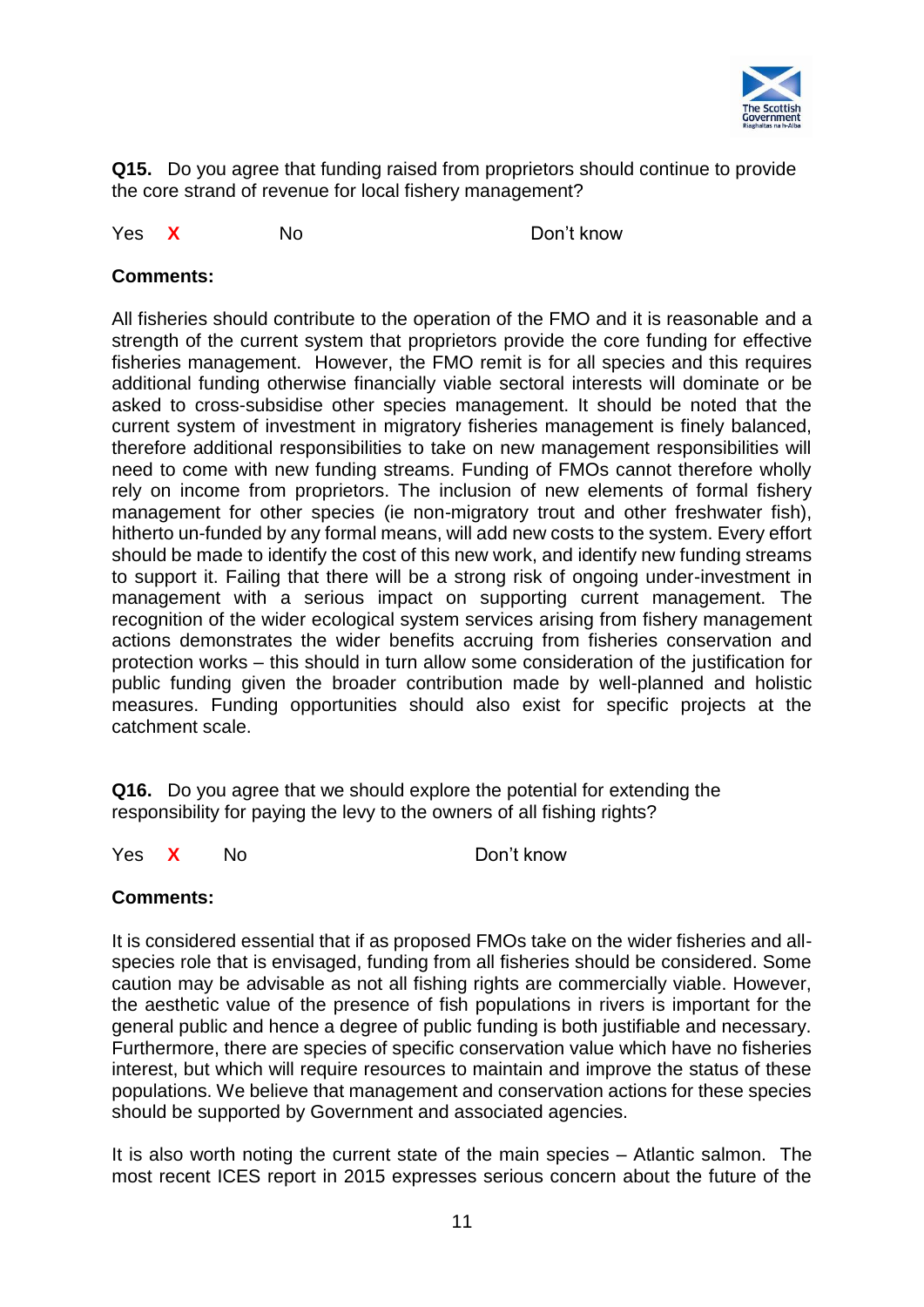**Q15.** Do you agree that funding raised from proprietors should continue to provide the core strand of revenue for local fishery management?

Yes **X** No Don't know

**Comments:**

All fisheries should contribute to the operation of the FMO and it is reasonable and a strength of the current system that proprietors provide the core funding for effective fisheries management. However, the FMO remit is for all species and this requires additional funding otherwise financially viable sectoral interests will dominate or be asked to cross-subsidise other species management. It should be noted that the current system of investment in migratory fisheries management is finely balanced, therefore additional responsibilities to take on new management responsibilities will need to come with new funding streams. Funding of FMOs cannot therefore wholly rely on income from proprietors. The inclusion of new elements of formal fishery management for other species (ie non-migratory trout and other freshwater fish), hitherto un-funded by any formal means, will add new costs to the system. Every effort should be made to identify the cost of this new work, and identify new funding streams to support it. Failing that there will be a strong risk of ongoing under-investment in management with a serious impact on supporting current management. The recognition of the wider ecological system services arising from fishery management actions demonstrates the wider benefits accruing from fisheries conservation and protection works – this should in turn allow some consideration of the justification for public funding given the broader contribution made by well-planned and holistic measures. Funding opportunities should also exist for specific projects at the catchment scale.

**Q16.** Do you agree that we should explore the potential for extending the responsibility for paying the levy to the owners of all fishing rights?

Yes **X** No Don't know

**Comments:**

It is considered essential that if as proposed FMOs take on the wider fisheries and all-species role that is envisaged, funding from all fisheries should be considered. Some caution may be advisable as not all fishing rights are commercially viable. However, the aesthetic value of the presence of fish populations in rivers is important for the general public and hence a degree of public funding is both justifiable and necessary. Furthermore, there are species of specific conservation value which have no fisheries interest, but which will require resources to maintain and improve the status of these populations. We believe that management and conservation actions for these species should be supported by Government and associated agencies.

It is also worth noting the current state of the main species – Atlantic salmon. The most recent ICES report in 2015 expresses serious concern about the future of the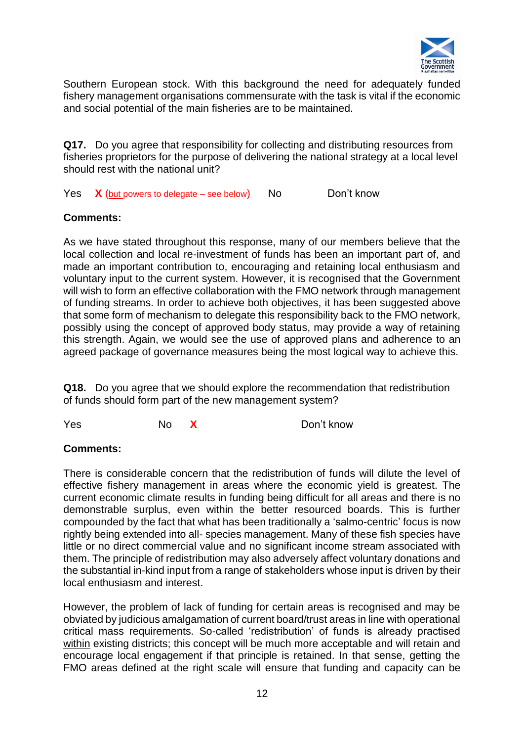Southern European stock. With this background the need for adequately funded fishery management organisations commensurate with the task is vital if the economic and social potential of the main fisheries are to be maintained.

**Q17.** Do you agree that responsibility for collecting and distributing resources from fisheries proprietors for the purpose of delivering the national strategy at a local level should rest with the national unit?

Yes **X** (but powers to delegate – see below) No Don't know

**Comments:**

As we have stated throughout this response, many of our members believe that the local collection and local re-investment of funds has been an important part of, and made an important contribution to, encouraging and retaining local enthusiasm and voluntary input to the current system. However, it is recognised that the Government will wish to form an effective collaboration with the FMO network through management of funding streams. In order to achieve both objectives, it has been suggested above that some form of mechanism to delegate this responsibility back to the FMO network, possibly using the concept of approved body status, may provide a way of retaining this strength. Again, we would see the use of approved plans and adherence to an agreed package of governance measures being the most logical way to achieve this.

**Q18.** Do you agree that we should explore the recommendation that redistribution of funds should form part of the new management system?

Yes No **X** Don't know

**Comments:**

There is considerable concern that the redistribution of funds will dilute the level of effective fishery management in areas where the economic yield is greatest. The current economic climate results in funding being difficult for all areas and there is no demonstrable surplus, even within the better resourced boards. This is further compounded by the fact that what has been traditionally a 'salmo-centric' focus is now rightly being extended into all- species management. Many of these fish species have little or no direct commercial value and no significant income stream associated with them. The principle of redistribution may also adversely affect voluntary donations and the substantial in-kind input from a range of stakeholders whose input is driven by their local enthusiasm and interest.

However, the problem of lack of funding for certain areas is recognised and may be obviated by judicious amalgamation of current board/trust areas in line with operational critical mass requirements. So-called 'redistribution' of funds is already practised within existing districts; this concept will be much more acceptable and will retain and encourage local engagement if that principle is retained. In that sense, getting the FMO areas defined at the right scale will ensure that funding and capacity can be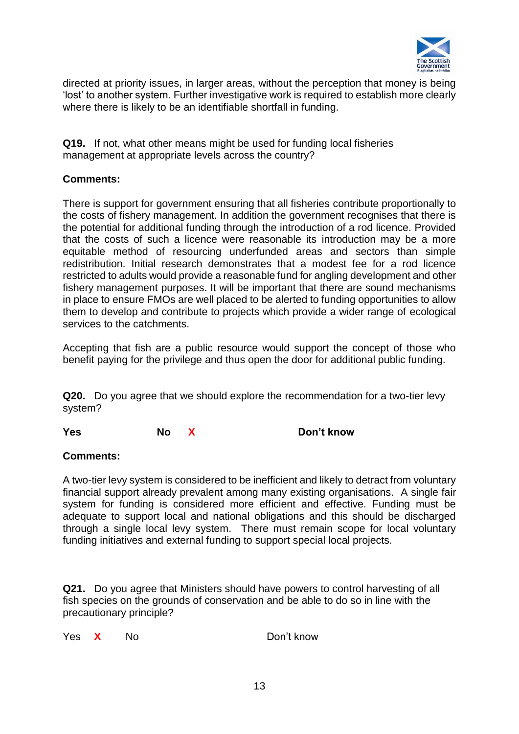directed at priority issues, in larger areas, without the perception that money is being 'lost' to another system. Further investigative work is required to establish more clearly where there is likely to be an identifiable shortfall in funding.

**Q19.** If not, what other means might be used for funding local fisheries management at appropriate levels across the country?

**Comments:**

There is support for government ensuring that all fisheries contribute proportionally to the costs of fishery management. In addition the government recognises that there is the potential for additional funding through the introduction of a rod licence. Provided that the costs of such a licence were reasonable its introduction may be a more equitable method of resourcing underfunded areas and sectors than simple redistribution. Initial research demonstrates that a modest fee for a rod licence restricted to adults would provide a reasonable fund for angling development and other fishery management purposes. It will be important that there are sound mechanisms in place to ensure FMOs are well placed to be alerted to funding opportunities to allow them to develop and contribute to projects which provide a wider range of ecological services to the catchments.

Accepting that fish are a public resource would support the concept of those who benefit paying for the privilege and thus open the door for additional public funding.

**Q20.** Do you agree that we should explore the recommendation for a two-tier levy system?

**Yes** **No** X **Don't know**

**Comments:**

A two-tier levy system is considered to be inefficient and likely to detract from voluntary financial support already prevalent among many existing organisations. A single fair system for funding is considered more efficient and effective. Funding must be adequate to support local and national obligations and this should be discharged through a single local levy system. There must remain scope for local voluntary funding initiatives and external funding to support special local projects.

**Q21.** Do you agree that Ministers should have powers to control harvesting of all fish species on the grounds of conservation and be able to do so in line with the precautionary principle?

Yes X No Don't know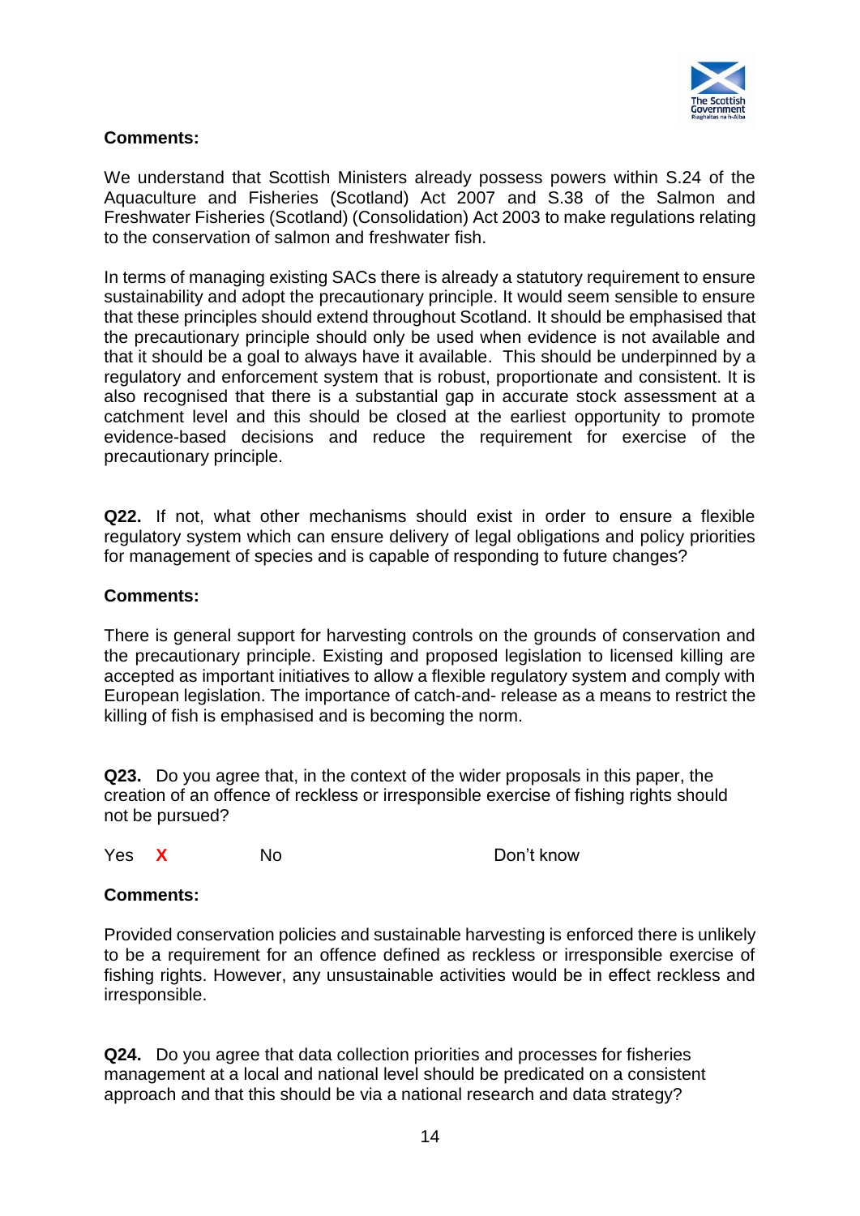**Comments:**

We understand that Scottish Ministers already possess powers within S.24 of the Aquaculture and Fisheries (Scotland) Act 2007 and S.38 of the Salmon and Freshwater Fisheries (Scotland) (Consolidation) Act 2003 to make regulations relating to the conservation of salmon and freshwater fish.

In terms of managing existing SACs there is already a statutory requirement to ensure sustainability and adopt the precautionary principle. It would seem sensible to ensure that these principles should extend throughout Scotland. It should be emphasised that the precautionary principle should only be used when evidence is not available and that it should be a goal to always have it available. This should be underpinned by a regulatory and enforcement system that is robust, proportionate and consistent. It is also recognised that there is a substantial gap in accurate stock assessment at a catchment level and this should be closed at the earliest opportunity to promote evidence-based decisions and reduce the requirement for exercise of the precautionary principle.

**Q22.** If not, what other mechanisms should exist in order to ensure a flexible regulatory system which can ensure delivery of legal obligations and policy priorities for management of species and is capable of responding to future changes?

**Comments:**

There is general support for harvesting controls on the grounds of conservation and the precautionary principle. Existing and proposed legislation to licensed killing are accepted as important initiatives to allow a flexible regulatory system and comply with European legislation. The importance of catch-and- release as a means to restrict the killing of fish is emphasised and is becoming the norm.

**Q23.** Do you agree that, in the context of the wider proposals in this paper, the creation of an offence of reckless or irresponsible exercise of fishing rights should not be pursued?

Yes **X** No Don't know

**Comments:**

Provided conservation policies and sustainable harvesting is enforced there is unlikely to be a requirement for an offence defined as reckless or irresponsible exercise of fishing rights. However, any unsustainable activities would be in effect reckless and irresponsible.

**Q24.** Do you agree that data collection priorities and processes for fisheries management at a local and national level should be predicated on a consistent approach and that this should be via a national research and data strategy?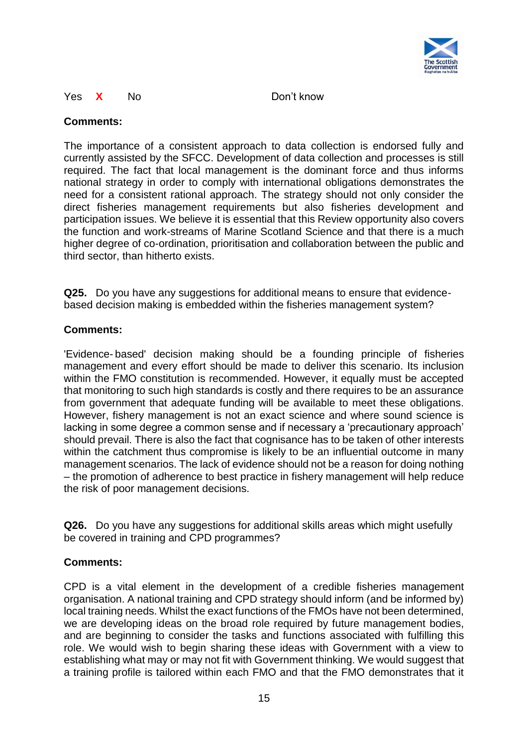Yes **X** No Don't know

**Comments:**

The importance of a consistent approach to data collection is endorsed fully and currently assisted by the SFCC. Development of data collection and processes is still required. The fact that local management is the dominant force and thus informs national strategy in order to comply with international obligations demonstrates the need for a consistent rational approach. The strategy should not only consider the direct fisheries management requirements but also fisheries development and participation issues. We believe it is essential that this Review opportunity also covers the function and work-streams of Marine Scotland Science and that there is a much higher degree of co-ordination, prioritisation and collaboration between the public and third sector, than hitherto exists.

**Q25.** Do you have any suggestions for additional means to ensure that evidence-based decision making is embedded within the fisheries management system?

**Comments:**

'Evidence-based' decision making should be a founding principle of fisheries management and every effort should be made to deliver this scenario. Its inclusion within the FMO constitution is recommended. However, it equally must be accepted that monitoring to such high standards is costly and there requires to be an assurance from government that adequate funding will be available to meet these obligations. However, fishery management is not an exact science and where sound science is lacking in some degree a common sense and if necessary a 'precautionary approach' should prevail. There is also the fact that cognisance has to be taken of other interests within the catchment thus compromise is likely to be an influential outcome in many management scenarios. The lack of evidence should not be a reason for doing nothing – the promotion of adherence to best practice in fishery management will help reduce the risk of poor management decisions.

**Q26.** Do you have any suggestions for additional skills areas which might usefully be covered in training and CPD programmes?

**Comments:**

CPD is a vital element in the development of a credible fisheries management organisation. A national training and CPD strategy should inform (and be informed by) local training needs. Whilst the exact functions of the FMOs have not been determined, we are developing ideas on the broad role required by future management bodies, and are beginning to consider the tasks and functions associated with fulfilling this role. We would wish to begin sharing these ideas with Government with a view to establishing what may or may not fit with Government thinking. We would suggest that a training profile is tailored within each FMO and that the FMO demonstrates that it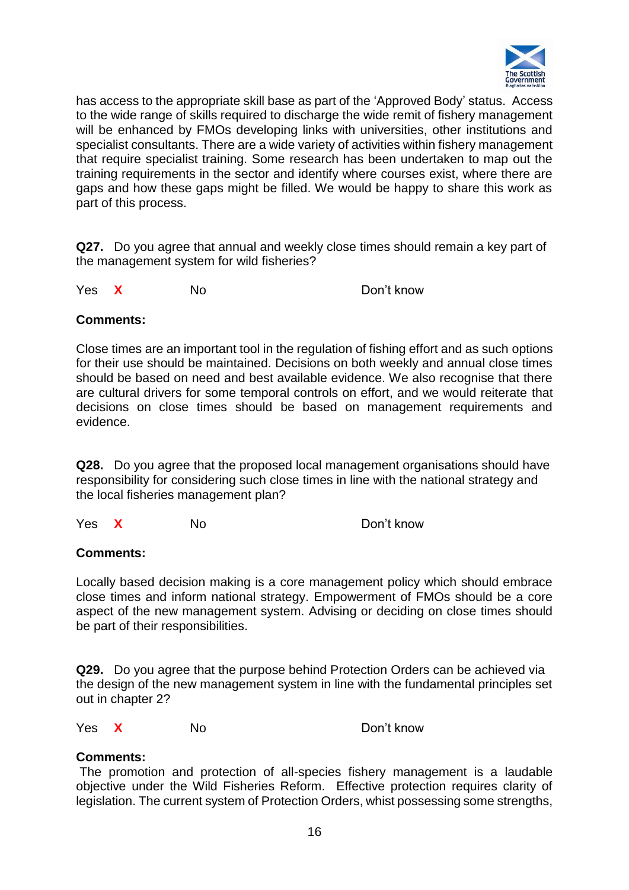has access to the appropriate skill base as part of the 'Approved Body' status. Access to the wide range of skills required to discharge the wide remit of fishery management will be enhanced by FMOs developing links with universities, other institutions and specialist consultants. There are a wide variety of activities within fishery management that require specialist training. Some research has been undertaken to map out the training requirements in the sector and identify where courses exist, where there are gaps and how these gaps might be filled. We would be happy to share this work as part of this process.

**Q27.** Do you agree that annual and weekly close times should remain a key part of the management system for wild fisheries?

Yes **X** No Don't know

**Comments:**

Close times are an important tool in the regulation of fishing effort and as such options for their use should be maintained. Decisions on both weekly and annual close times should be based on need and best available evidence. We also recognise that there are cultural drivers for some temporal controls on effort, and we would reiterate that decisions on close times should be based on management requirements and evidence.

**Q28.** Do you agree that the proposed local management organisations should have responsibility for considering such close times in line with the national strategy and the local fisheries management plan?

Yes **X** No Don't know

**Comments:**

Locally based decision making is a core management policy which should embrace close times and inform national strategy. Empowerment of FMOs should be a core aspect of the new management system. Advising or deciding on close times should be part of their responsibilities.

**Q29.** Do you agree that the purpose behind Protection Orders can be achieved via the design of the new management system in line with the fundamental principles set out in chapter 2?

Yes **X** No Don't know

**Comments:**

The promotion and protection of all-species fishery management is a laudable objective under the Wild Fisheries Reform. Effective protection requires clarity of legislation. The current system of Protection Orders, whilst possessing some strengths,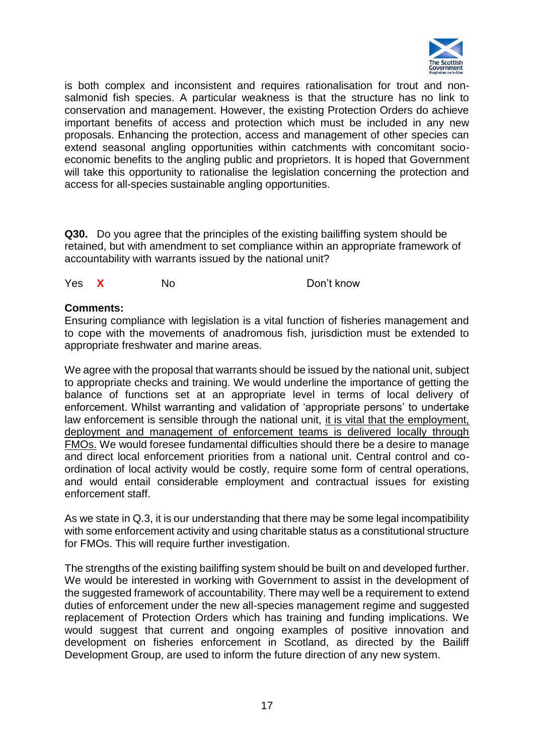is both complex and inconsistent and requires rationalisation for trout and non-salmonid fish species. A particular weakness is that the structure has no link to conservation and management. However, the existing Protection Orders do achieve important benefits of access and protection which must be included in any new proposals. Enhancing the protection, access and management of other species can extend seasonal angling opportunities within catchments with concomitant socio-economic benefits to the angling public and proprietors. It is hoped that Government will take this opportunity to rationalise the legislation concerning the protection and access for all-species sustainable angling opportunities.

**Q30.** Do you agree that the principles of the existing bailiffing system should be retained, but with amendment to set compliance within an appropriate framework of accountability with warrants issued by the national unit?

Yes **X** No Don't know

**Comments:**

Ensuring compliance with legislation is a vital function of fisheries management and to cope with the movements of anadromous fish, jurisdiction must be extended to appropriate freshwater and marine areas.

We agree with the proposal that warrants should be issued by the national unit, subject to appropriate checks and training. We would underline the importance of getting the balance of functions set at an appropriate level in terms of local delivery of enforcement. Whilst warranting and validation of 'appropriate persons' to undertake law enforcement is sensible through the national unit, <u>it is vital that the employment, deployment and management of enforcement teams is delivered locally through FMOs.</u> We would foresee fundamental difficulties should there be a desire to manage and direct local enforcement priorities from a national unit. Central control and co-ordination of local activity would be costly, require some form of central operations, and would entail considerable employment and contractual issues for existing enforcement staff.

As we state in Q.3, it is our understanding that there may be some legal incompatibility with some enforcement activity and using charitable status as a constitutional structure for FMOs. This will require further investigation.

The strengths of the existing bailiffing system should be built on and developed further. We would be interested in working with Government to assist in the development of the suggested framework of accountability. There may well be a requirement to extend duties of enforcement under the new all-species management regime and suggested replacement of Protection Orders which has training and funding implications. We would suggest that current and ongoing examples of positive innovation and development on fisheries enforcement in Scotland, as directed by the Bailiff Development Group, are used to inform the future direction of any new system.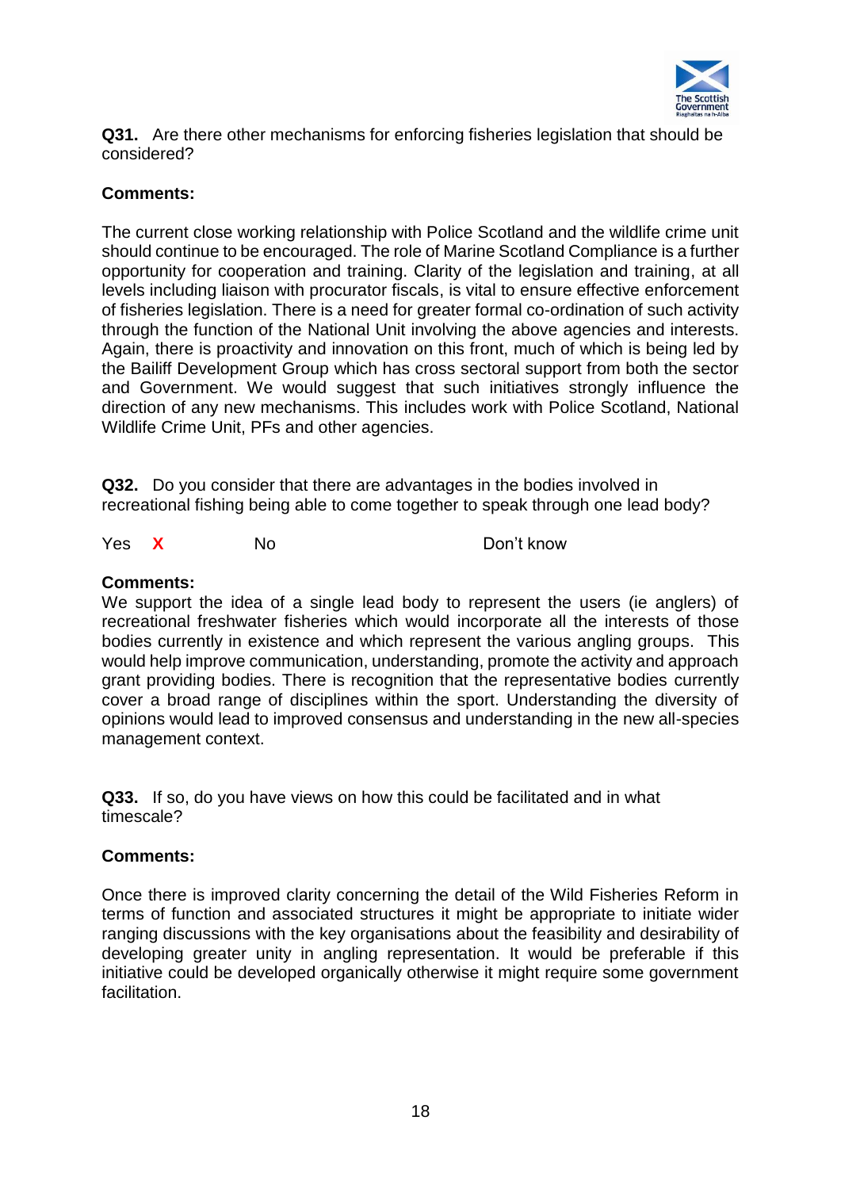**Q31.** Are there other mechanisms for enforcing fisheries legislation that should be considered?

**Comments:**

The current close working relationship with Police Scotland and the wildlife crime unit should continue to be encouraged. The role of Marine Scotland Compliance is a further opportunity for cooperation and training. Clarity of the legislation and training, at all levels including liaison with procurator fiscals, is vital to ensure effective enforcement of fisheries legislation. There is a need for greater formal co-ordination of such activity through the function of the National Unit involving the above agencies and interests. Again, there is proactivity and innovation on this front, much of which is being led by the Bailiff Development Group which has cross sectoral support from both the sector and Government. We would suggest that such initiatives strongly influence the direction of any new mechanisms. This includes work with Police Scotland, National Wildlife Crime Unit, PFs and other agencies.

**Q32.** Do you consider that there are advantages in the bodies involved in recreational fishing being able to come together to speak through one lead body?

Yes **X** No Don't know

**Comments:**

We support the idea of a single lead body to represent the users (ie anglers) of recreational freshwater fisheries which would incorporate all the interests of those bodies currently in existence and which represent the various angling groups. This would help improve communication, understanding, promote the activity and approach grant providing bodies. There is recognition that the representative bodies currently cover a broad range of disciplines within the sport. Understanding the diversity of opinions would lead to improved consensus and understanding in the new all-species management context.

**Q33.** If so, do you have views on how this could be facilitated and in what timescale?

**Comments:**

Once there is improved clarity concerning the detail of the Wild Fisheries Reform in terms of function and associated structures it might be appropriate to initiate wider ranging discussions with the key organisations about the feasibility and desirability of developing greater unity in angling representation. It would be preferable if this initiative could be developed organically otherwise it might require some government facilitation.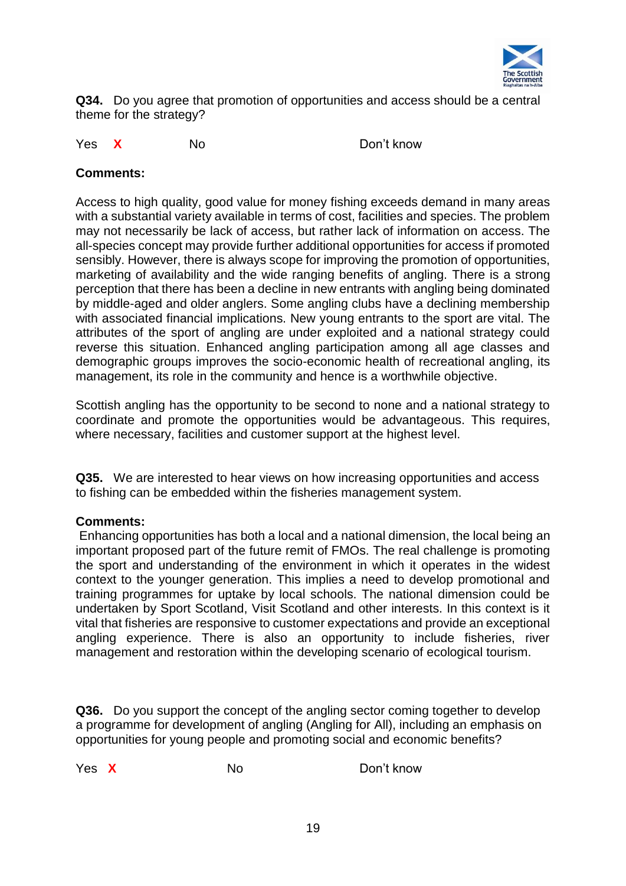**Q34.** Do you agree that promotion of opportunities and access should be a central theme for the strategy?

Yes **X** No Don't know

**Comments:**

Access to high quality, good value for money fishing exceeds demand in many areas with a substantial variety available in terms of cost, facilities and species. The problem may not necessarily be lack of access, but rather lack of information on access. The all-species concept may provide further additional opportunities for access if promoted sensibly. However, there is always scope for improving the promotion of opportunities, marketing of availability and the wide ranging benefits of angling. There is a strong perception that there has been a decline in new entrants with angling being dominated by middle-aged and older anglers. Some angling clubs have a declining membership with associated financial implications. New young entrants to the sport are vital. The attributes of the sport of angling are under exploited and a national strategy could reverse this situation. Enhanced angling participation among all age classes and demographic groups improves the socio-economic health of recreational angling, its management, its role in the community and hence is a worthwhile objective.

Scottish angling has the opportunity to be second to none and a national strategy to coordinate and promote the opportunities would be advantageous. This requires, where necessary, facilities and customer support at the highest level.

**Q35.** We are interested to hear views on how increasing opportunities and access to fishing can be embedded within the fisheries management system.

**Comments:**

Enhancing opportunities has both a local and a national dimension, the local being an important proposed part of the future remit of FMOs. The real challenge is promoting the sport and understanding of the environment in which it operates in the widest context to the younger generation. This implies a need to develop promotional and training programmes for uptake by local schools. The national dimension could be undertaken by Sport Scotland, Visit Scotland and other interests. In this context is it vital that fisheries are responsive to customer expectations and provide an exceptional angling experience. There is also an opportunity to include fisheries, river management and restoration within the developing scenario of ecological tourism.

**Q36.** Do you support the concept of the angling sector coming together to develop a programme for development of angling (Angling for All), including an emphasis on opportunities for young people and promoting social and economic benefits?

Yes **X** No Don't know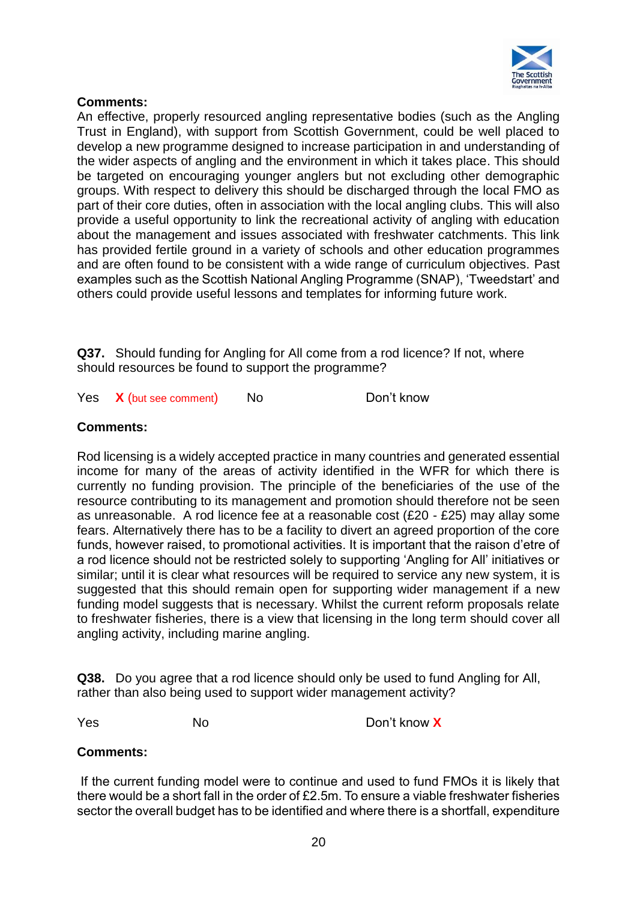**Comments:**
An effective, properly resourced angling representative bodies (such as the Angling Trust in England), with support from Scottish Government, could be well placed to develop a new programme designed to increase participation in and understanding of the wider aspects of angling and the environment in which it takes place. This should be targeted on encouraging younger anglers but not excluding other demographic groups. With respect to delivery this should be discharged through the local FMO as part of their core duties, often in association with the local angling clubs. This will also provide a useful opportunity to link the recreational activity of angling with education about the management and issues associated with freshwater catchments. This link has provided fertile ground in a variety of schools and other education programmes and are often found to be consistent with a wide range of curriculum objectives. Past examples such as the Scottish National Angling Programme (SNAP), 'Tweedstart' and others could provide useful lessons and templates for informing future work.

**Q37.** Should funding for Angling for All come from a rod licence? If not, where should resources be found to support the programme?

Yes **X** (but see comment) No Don't know

**Comments:**

Rod licensing is a widely accepted practice in many countries and generated essential income for many of the areas of activity identified in the WFR for which there is currently no funding provision. The principle of the beneficiaries of the use of the resource contributing to its management and promotion should therefore not be seen as unreasonable. A rod licence fee at a reasonable cost (£20 - £25) may allay some fears. Alternatively there has to be a facility to divert an agreed proportion of the core funds, however raised, to promotional activities. It is important that the raison d'etre of a rod licence should not be restricted solely to supporting 'Angling for All' initiatives or similar; until it is clear what resources will be required to service any new system, it is suggested that this should remain open for supporting wider management if a new funding model suggests that is necessary. Whilst the current reform proposals relate to freshwater fisheries, there is a view that licensing in the long term should cover all angling activity, including marine angling.

**Q38.** Do you agree that a rod licence should only be used to fund Angling for All, rather than also being used to support wider management activity?

Yes No Don't know **X**

**Comments:**

If the current funding model were to continue and used to fund FMOs it is likely that there would be a short fall in the order of £2.5m. To ensure a viable freshwater fisheries sector the overall budget has to be identified and where there is a shortfall, expenditure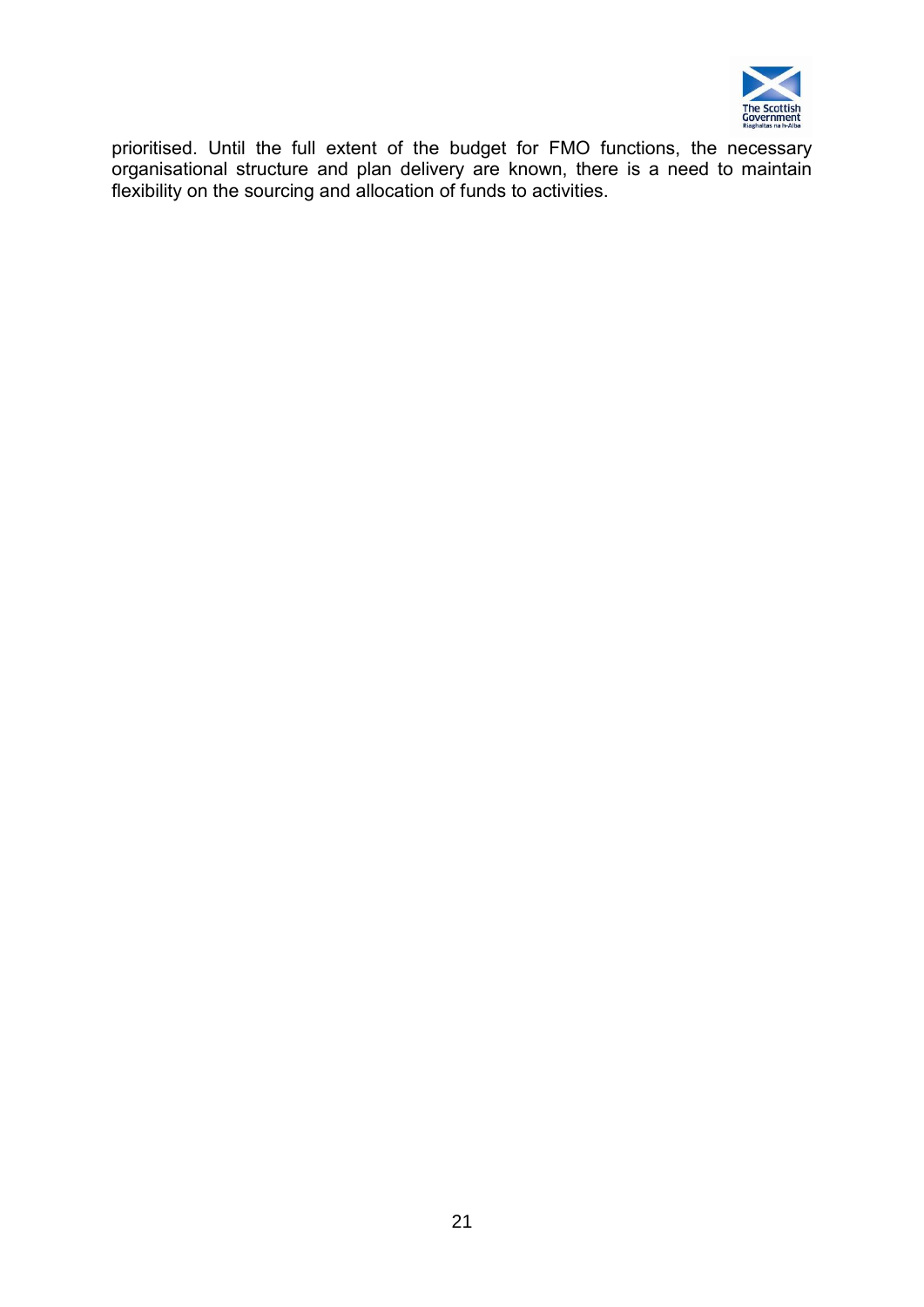prioritised. Until the full extent of the budget for FMO functions, the necessary organisational structure and plan delivery are known, there is a need to maintain flexibility on the sourcing and allocation of funds to activities.